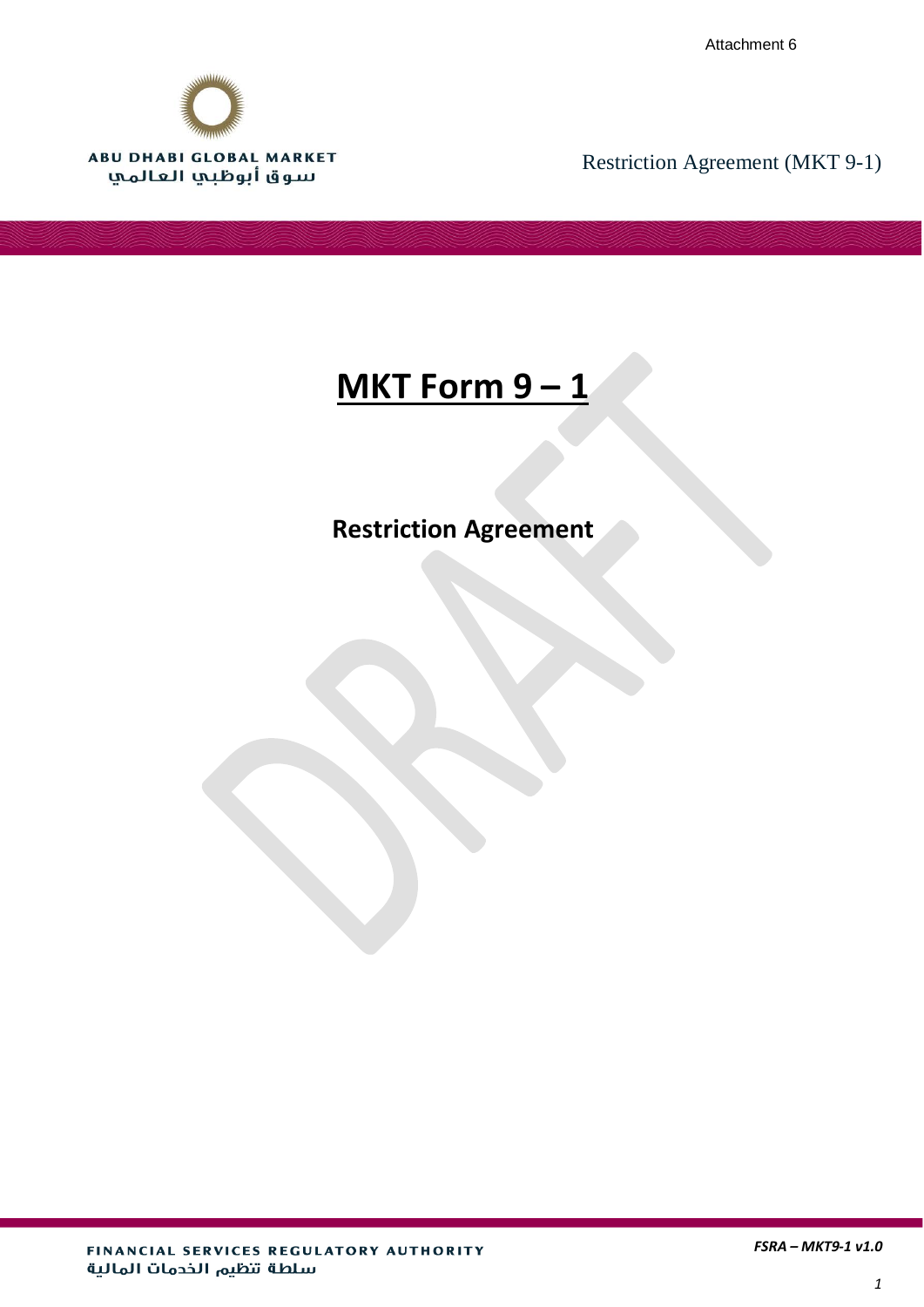Attachment 6

ABU DHABI GLOBAL MARKET
سوق أبوظبي العالمي

Restriction Agreement (MKT 9-1)

# MKT Form 9 – 1

## Restriction Agreement

DRAFT

FINANCIAL SERVICES REGULATORY AUTHORITY
سلطة تنظيم الخدمات المالية

*FSRA – MKT9-1 v1.0*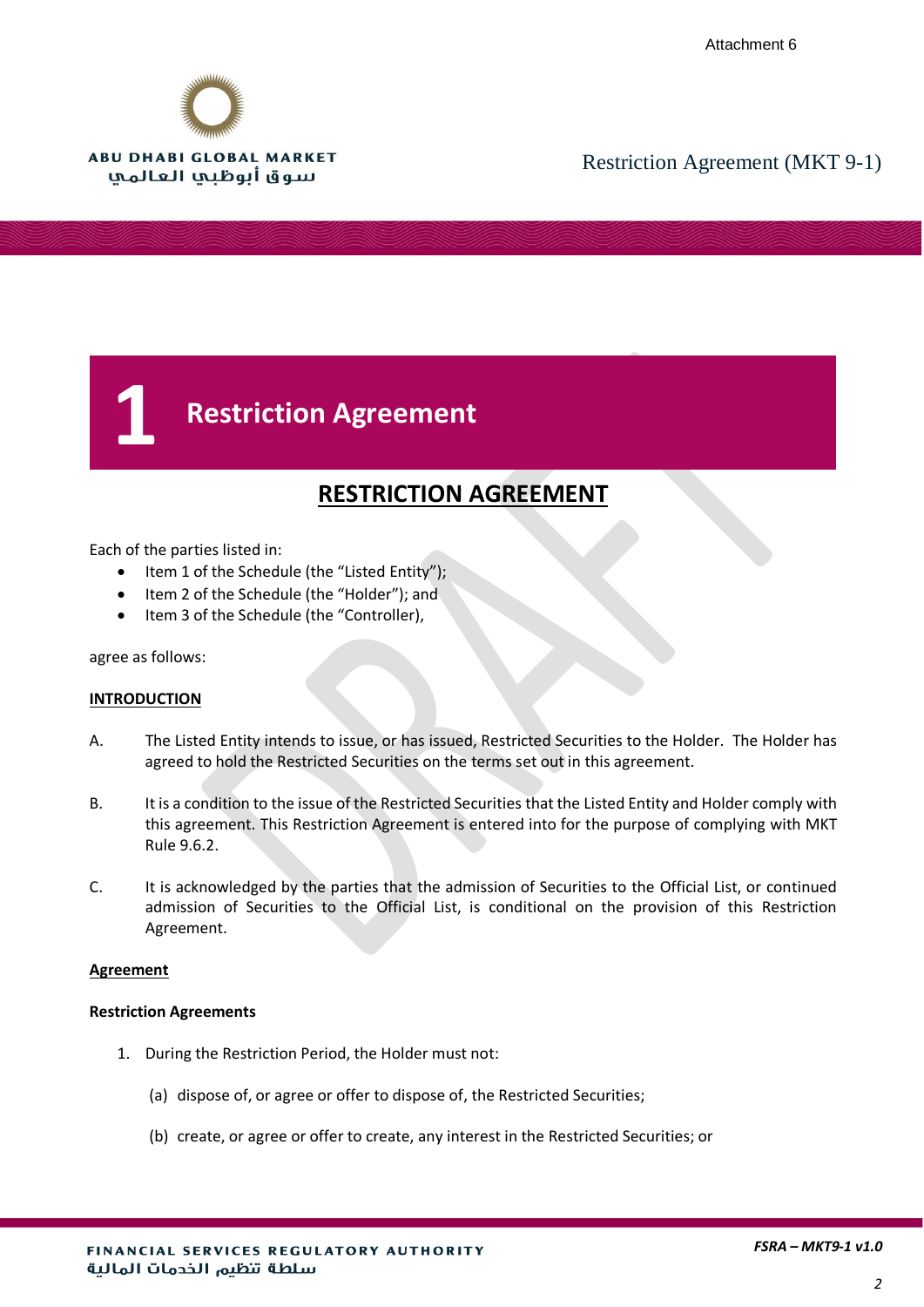# 1 Restriction Agreement

## RESTRICTION AGREEMENT

Each of the parties listed in:

- Item 1 of the Schedule (the "Listed Entity");
- Item 2 of the Schedule (the "Holder"); and
- Item 3 of the Schedule (the "Controller"),

agree as follows:

**INTRODUCTION**

A. The Listed Entity intends to issue, or has issued, Restricted Securities to the Holder. The Holder has agreed to hold the Restricted Securities on the terms set out in this agreement.

B. It is a condition to the issue of the Restricted Securities that the Listed Entity and Holder comply with this agreement. This Restriction Agreement is entered into for the purpose of complying with MKT Rule 9.6.2.

C. It is acknowledged by the parties that the admission of Securities to the Official List, or continued admission of Securities to the Official List, is conditional on the provision of this Restriction Agreement.

**Agreement**

**Restriction Agreements**

1. During the Restriction Period, the Holder must not:

   (a) dispose of, or agree or offer to dispose of, the Restricted Securities;

   (b) create, or agree or offer to create, any interest in the Restricted Securities; or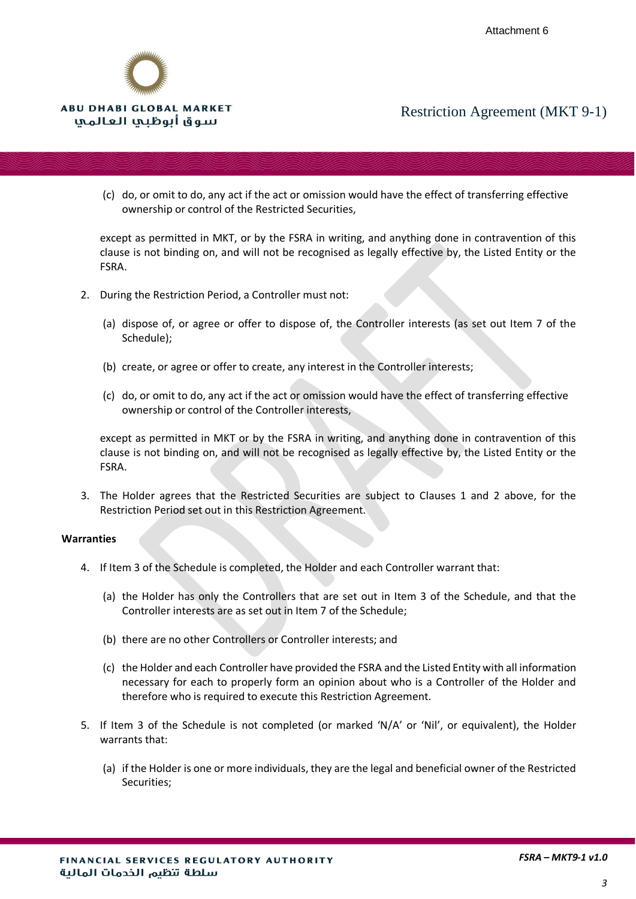(c) do, or omit to do, any act if the act or omission would have the effect of transferring effective ownership or control of the Restricted Securities,

except as permitted in MKT, or by the FSRA in writing, and anything done in contravention of this clause is not binding on, and will not be recognised as legally effective by, the Listed Entity or the FSRA.

2. During the Restriction Period, a Controller must not:

   (a) dispose of, or agree or offer to dispose of, the Controller interests (as set out Item 7 of the Schedule);

   (b) create, or agree or offer to create, any interest in the Controller interests;

   (c) do, or omit to do, any act if the act or omission would have the effect of transferring effective ownership or control of the Controller interests,

   except as permitted in MKT or by the FSRA in writing, and anything done in contravention of this clause is not binding on, and will not be recognised as legally effective by, the Listed Entity or the FSRA.

3. The Holder agrees that the Restricted Securities are subject to Clauses 1 and 2 above, for the Restriction Period set out in this Restriction Agreement.

**Warranties**

4. If Item 3 of the Schedule is completed, the Holder and each Controller warrant that:

   (a) the Holder has only the Controllers that are set out in Item 3 of the Schedule, and that the Controller interests are as set out in Item 7 of the Schedule;

   (b) there are no other Controllers or Controller interests; and

   (c) the Holder and each Controller have provided the FSRA and the Listed Entity with all information necessary for each to properly form an opinion about who is a Controller of the Holder and therefore who is required to execute this Restriction Agreement.

5. If Item 3 of the Schedule is not completed (or marked 'N/A' or 'Nil', or equivalent), the Holder warrants that:

   (a) if the Holder is one or more individuals, they are the legal and beneficial owner of the Restricted Securities;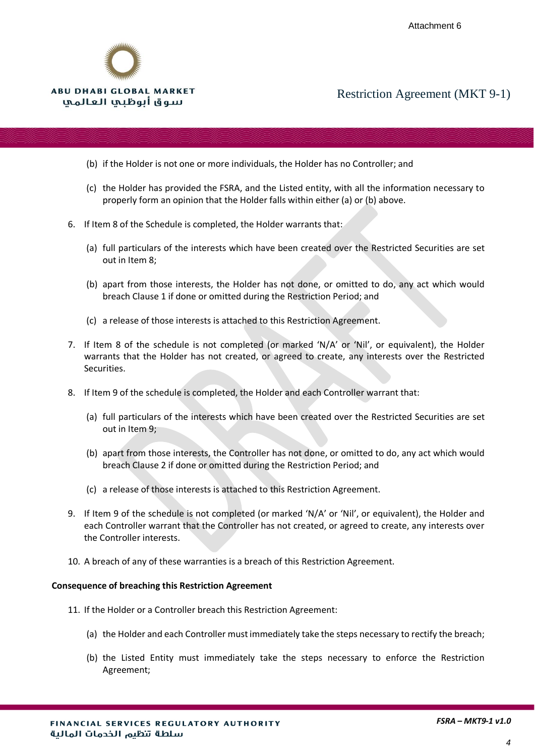(b) if the Holder is not one or more individuals, the Holder has no Controller; and

(c) the Holder has provided the FSRA, and the Listed entity, with all the information necessary to properly form an opinion that the Holder falls within either (a) or (b) above.

6. If Item 8 of the Schedule is completed, the Holder warrants that:

   (a) full particulars of the interests which have been created over the Restricted Securities are set out in Item 8;

   (b) apart from those interests, the Holder has not done, or omitted to do, any act which would breach Clause 1 if done or omitted during the Restriction Period; and

   (c) a release of those interests is attached to this Restriction Agreement.

7. If Item 8 of the schedule is not completed (or marked 'N/A' or 'Nil', or equivalent), the Holder warrants that the Holder has not created, or agreed to create, any interests over the Restricted Securities.

8. If Item 9 of the schedule is completed, the Holder and each Controller warrant that:

   (a) full particulars of the interests which have been created over the Restricted Securities are set out in Item 9;

   (b) apart from those interests, the Controller has not done, or omitted to do, any act which would breach Clause 2 if done or omitted during the Restriction Period; and

   (c) a release of those interests is attached to this Restriction Agreement.

9. If Item 9 of the schedule is not completed (or marked 'N/A' or 'Nil', or equivalent), the Holder and each Controller warrant that the Controller has not created, or agreed to create, any interests over the Controller interests.

10. A breach of any of these warranties is a breach of this Restriction Agreement.

**Consequence of breaching this Restriction Agreement**

11. If the Holder or a Controller breach this Restriction Agreement:

    (a) the Holder and each Controller must immediately take the steps necessary to rectify the breach;

    (b) the Listed Entity must immediately take the steps necessary to enforce the Restriction Agreement;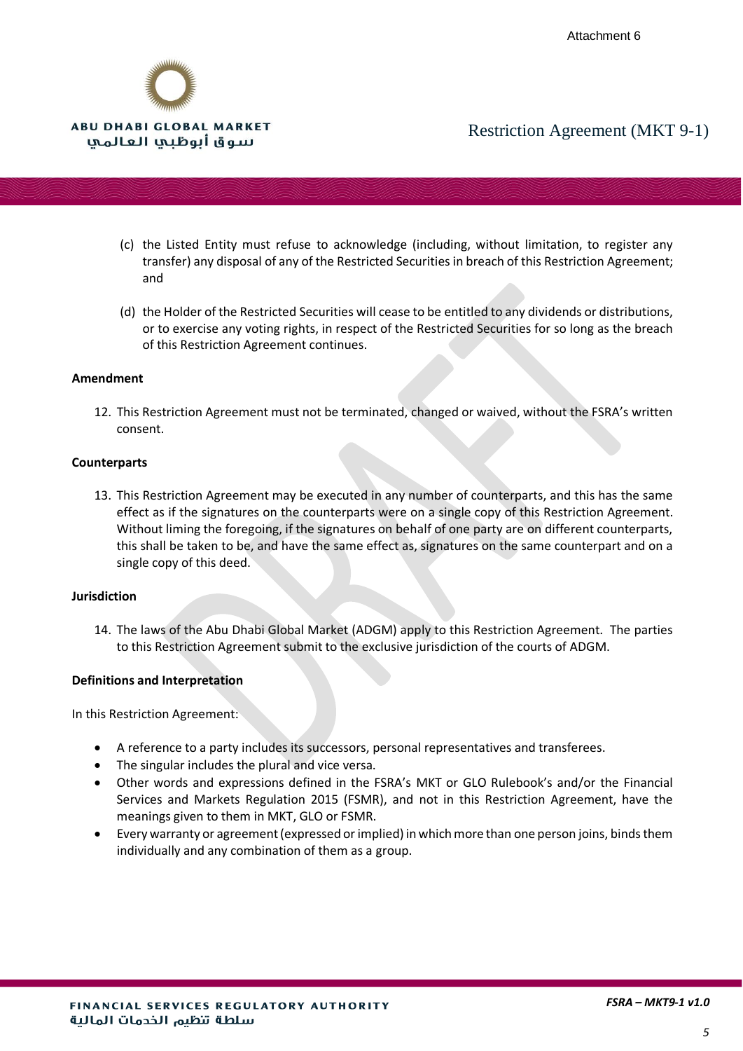(c) the Listed Entity must refuse to acknowledge (including, without limitation, to register any transfer) any disposal of any of the Restricted Securities in breach of this Restriction Agreement; and

(d) the Holder of the Restricted Securities will cease to be entitled to any dividends or distributions, or to exercise any voting rights, in respect of the Restricted Securities for so long as the breach of this Restriction Agreement continues.

**Amendment**

12. This Restriction Agreement must not be terminated, changed or waived, without the FSRA's written consent.

**Counterparts**

13. This Restriction Agreement may be executed in any number of counterparts, and this has the same effect as if the signatures on the counterparts were on a single copy of this Restriction Agreement. Without liming the foregoing, if the signatures on behalf of one party are on different counterparts, this shall be taken to be, and have the same effect as, signatures on the same counterpart and on a single copy of this deed.

**Jurisdiction**

14. The laws of the Abu Dhabi Global Market (ADGM) apply to this Restriction Agreement. The parties to this Restriction Agreement submit to the exclusive jurisdiction of the courts of ADGM.

**Definitions and Interpretation**

In this Restriction Agreement:

- A reference to a party includes its successors, personal representatives and transferees.
- The singular includes the plural and vice versa.
- Other words and expressions defined in the FSRA's MKT or GLO Rulebook's and/or the Financial Services and Markets Regulation 2015 (FSMR), and not in this Restriction Agreement, have the meanings given to them in MKT, GLO or FSMR.
- Every warranty or agreement (expressed or implied) in which more than one person joins, binds them individually and any combination of them as a group.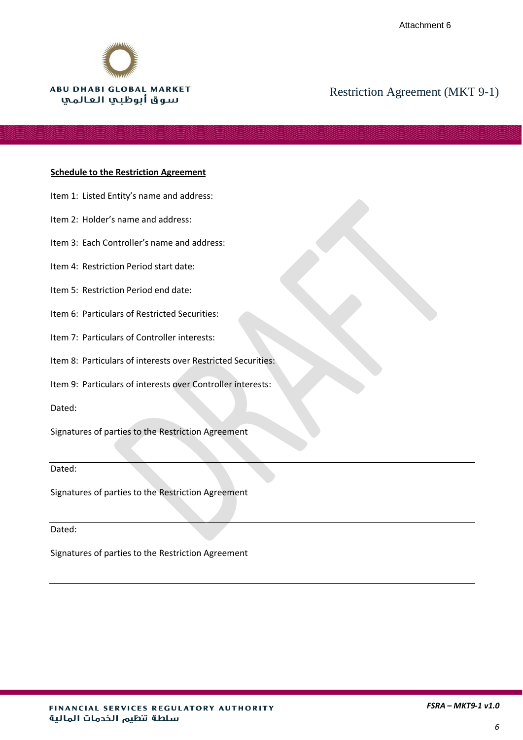## Schedule to the Restriction Agreement

Item 1: Listed Entity's name and address:

Item 2: Holder's name and address:

Item 3: Each Controller's name and address:

Item 4: Restriction Period start date:

Item 5: Restriction Period end date:

Item 6: Particulars of Restricted Securities:

Item 7: Particulars of Controller interests:

Item 8: Particulars of interests over Restricted Securities:

Item 9: Particulars of interests over Controller interests:

Dated:

Signatures of parties to the Restriction Agreement

---

Dated:

Signatures of parties to the Restriction Agreement

---

Dated:

Signatures of parties to the Restriction Agreement

---